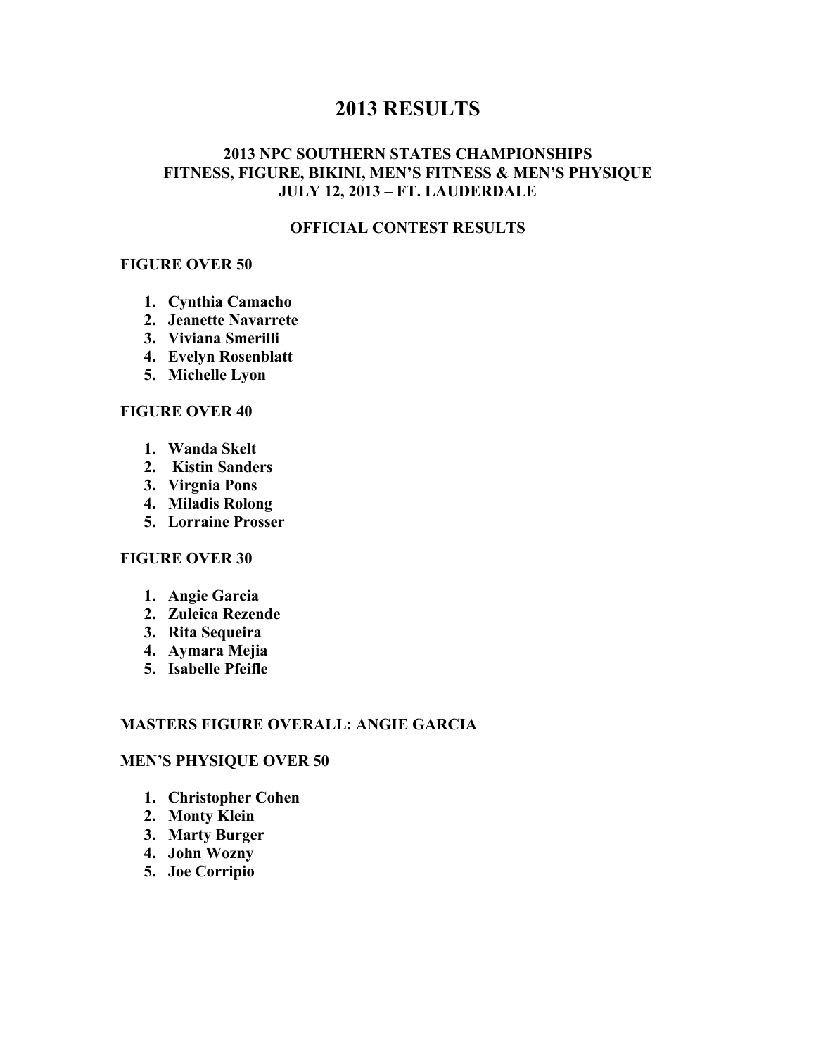# 2013 RESULTS

## 2013 NPC SOUTHERN STATES CHAMPIONSHIPS
## FITNESS, FIGURE, BIKINI, MEN'S FITNESS & MEN'S PHYSIQUE
## JULY 12, 2013 – FT. LAUDERDALE

### OFFICIAL CONTEST RESULTS

**FIGURE OVER 50**

1. **Cynthia Camacho**
2. **Jeanette Navarrete**
3. **Viviana Smerilli**
4. **Evelyn Rosenblatt**
5. **Michelle Lyon**

**FIGURE OVER 40**

1. **Wanda Skelt**
2. **Kistin Sanders**
3. **Virgnia Pons**
4. **Miladis Rolong**
5. **Lorraine Prosser**

**FIGURE OVER 30**

1. **Angie Garcia**
2. **Zuleica Rezende**
3. **Rita Sequeira**
4. **Aymara Mejia**
5. **Isabelle Pfeifle**

**MASTERS FIGURE OVERALL: ANGIE GARCIA**

**MEN'S PHYSIQUE OVER 50**

1. **Christopher Cohen**
2. **Monty Klein**
3. **Marty Burger**
4. **John Wozny**
5. **Joe Corripio**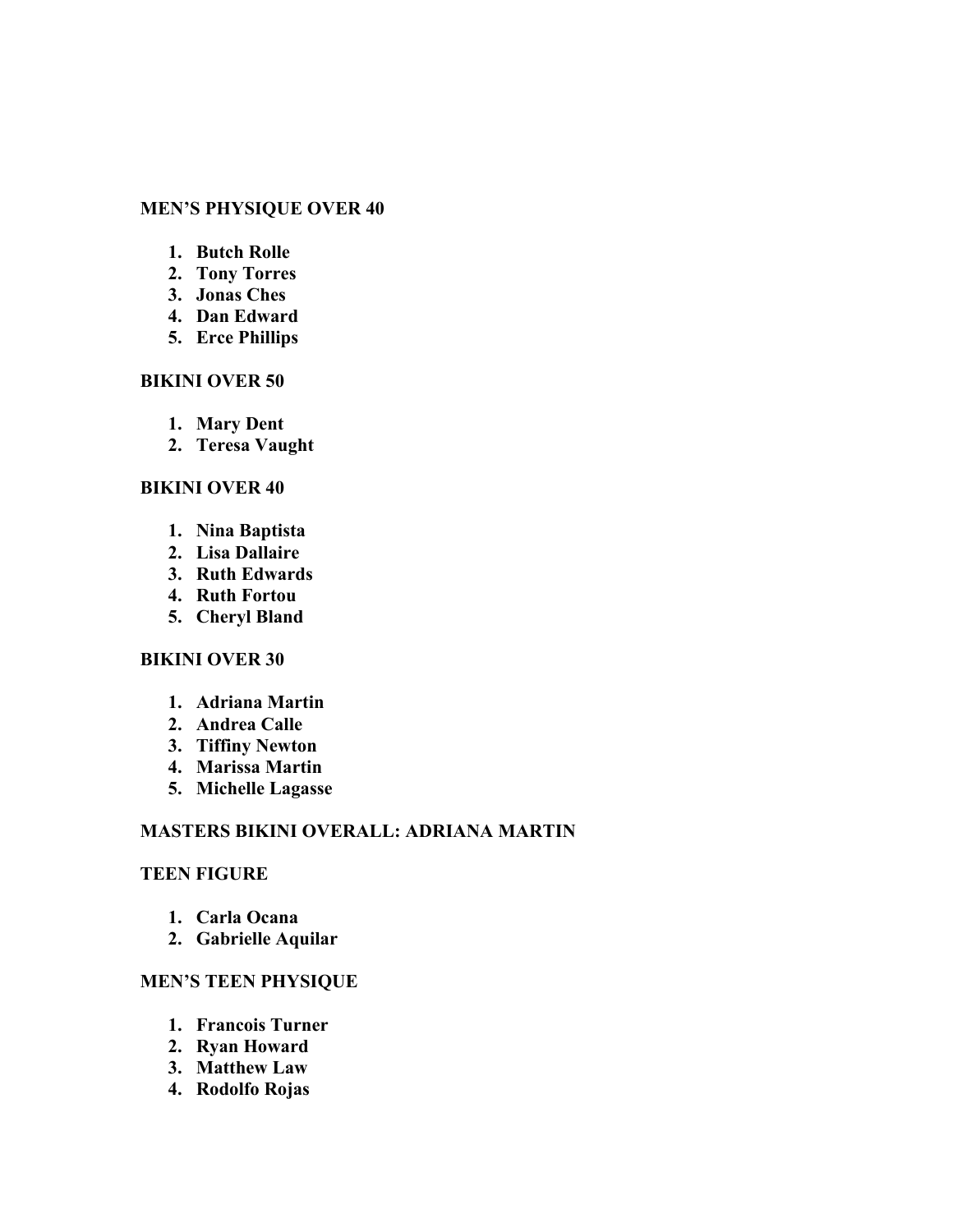**MEN'S PHYSIQUE OVER 40**

1. **Butch Rolle**
2. **Tony Torres**
3. **Jonas Ches**
4. **Dan Edward**
5. **Erce Phillips**

**BIKINI OVER 50**

1. **Mary Dent**
2. **Teresa Vaught**

**BIKINI OVER 40**

1. **Nina Baptista**
2. **Lisa Dallaire**
3. **Ruth Edwards**
4. **Ruth Fortou**
5. **Cheryl Bland**

**BIKINI OVER 30**

1. **Adriana Martin**
2. **Andrea Calle**
3. **Tiffiny Newton**
4. **Marissa Martin**
5. **Michelle Lagasse**

**MASTERS BIKINI OVERALL: ADRIANA MARTIN**

**TEEN FIGURE**

1. **Carla Ocana**
2. **Gabrielle Aquilar**

**MEN'S TEEN PHYSIQUE**

1. **Francois Turner**
2. **Ryan Howard**
3. **Matthew Law**
4. **Rodolfo Rojas**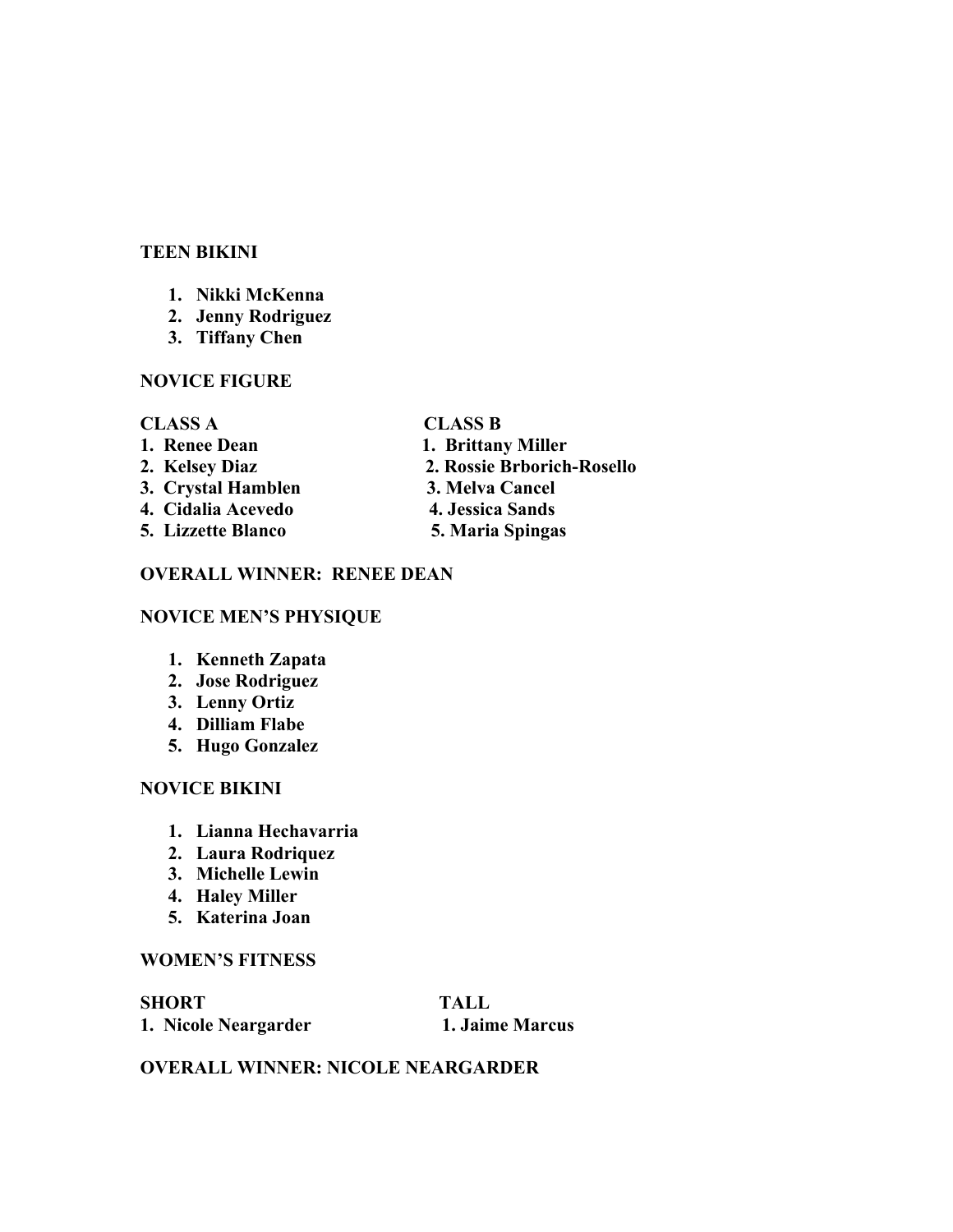**TEEN BIKINI**

1. **Nikki McKenna**
2. **Jenny Rodriguez**
3. **Tiffany Chen**

**NOVICE FIGURE**

| CLASS A | CLASS B |
|---|---|
| 1. Renee Dean | 1. Brittany Miller |
| 2. Kelsey Diaz | 2. Rossie Brborich-Rosello |
| 3. Crystal Hamblen | 3. Melva Cancel |
| 4. Cidalia Acevedo | 4. Jessica Sands |
| 5. Lizzette Blanco | 5. Maria Spingas |

**OVERALL WINNER: RENEE DEAN**

**NOVICE MEN'S PHYSIQUE**

1. **Kenneth Zapata**
2. **Jose Rodriguez**
3. **Lenny Ortiz**
4. **Dilliam Flabe**
5. **Hugo Gonzalez**

**NOVICE BIKINI**

1. **Lianna Hechavarria**
2. **Laura Rodriquez**
3. **Michelle Lewin**
4. **Haley Miller**
5. **Katerina Joan**

**WOMEN'S FITNESS**

| SHORT | TALL |
|---|---|
| 1. Nicole Neargarder | 1. Jaime Marcus |

**OVERALL WINNER: NICOLE NEARGARDER**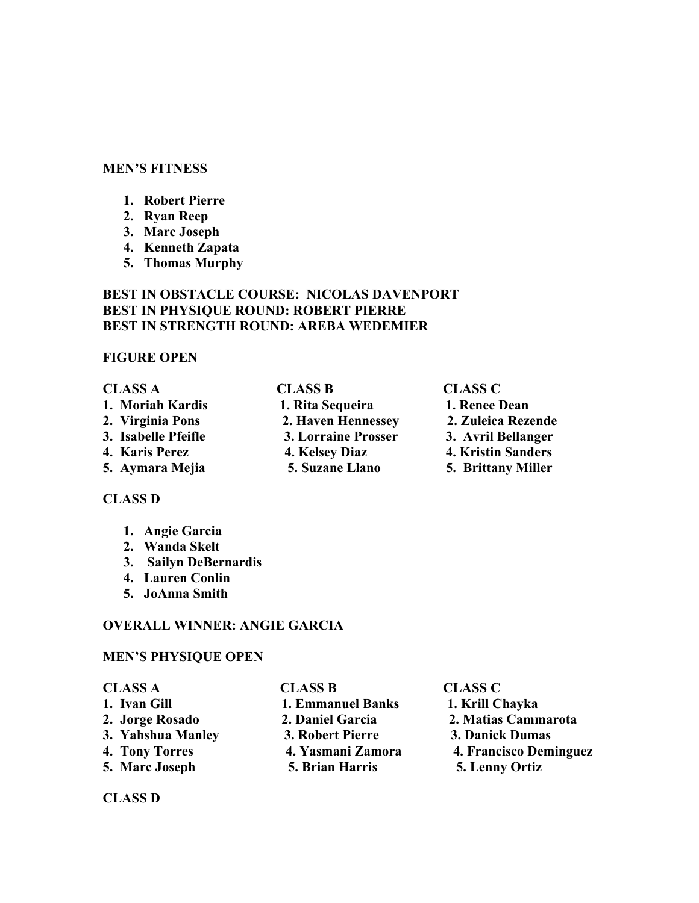**MEN'S FITNESS**

1. **Robert Pierre**
2. **Ryan Reep**
3. **Marc Joseph**
4. **Kenneth Zapata**
5. **Thomas Murphy**

**BEST IN OBSTACLE COURSE: NICOLAS DAVENPORT**
**BEST IN PHYSIQUE ROUND: ROBERT PIERRE**
**BEST IN STRENGTH ROUND: AREBA WEDEMIER**

**FIGURE OPEN**

| CLASS A | CLASS B | CLASS C |
|---|---|---|
| 1. Moriah Kardis | 1. Rita Sequeira | 1. Renee Dean |
| 2. Virginia Pons | 2. Haven Hennessey | 2. Zuleica Rezende |
| 3. Isabelle Pfeifle | 3. Lorraine Prosser | 3. Avril Bellanger |
| 4. Karis Perez | 4. Kelsey Diaz | 4. Kristin Sanders |
| 5. Aymara Mejia | 5. Suzane Llano | 5. Brittany Miller |

**CLASS D**

1. **Angie Garcia**
2. **Wanda Skelt**
3. **Sailyn DeBernardis**
4. **Lauren Conlin**
5. **JoAnna Smith**

**OVERALL WINNER: ANGIE GARCIA**

**MEN'S PHYSIQUE OPEN**

| CLASS A | CLASS B | CLASS C |
|---|---|---|
| 1. Ivan Gill | 1. Emmanuel Banks | 1. Krill Chayka |
| 2. Jorge Rosado | 2. Daniel Garcia | 2. Matias Cammarota |
| 3. Yahshua Manley | 3. Robert Pierre | 3. Danick Dumas |
| 4. Tony Torres | 4. Yasmani Zamora | 4. Francisco Deminguez |
| 5. Marc Joseph | 5. Brian Harris | 5. Lenny Ortiz |

**CLASS D**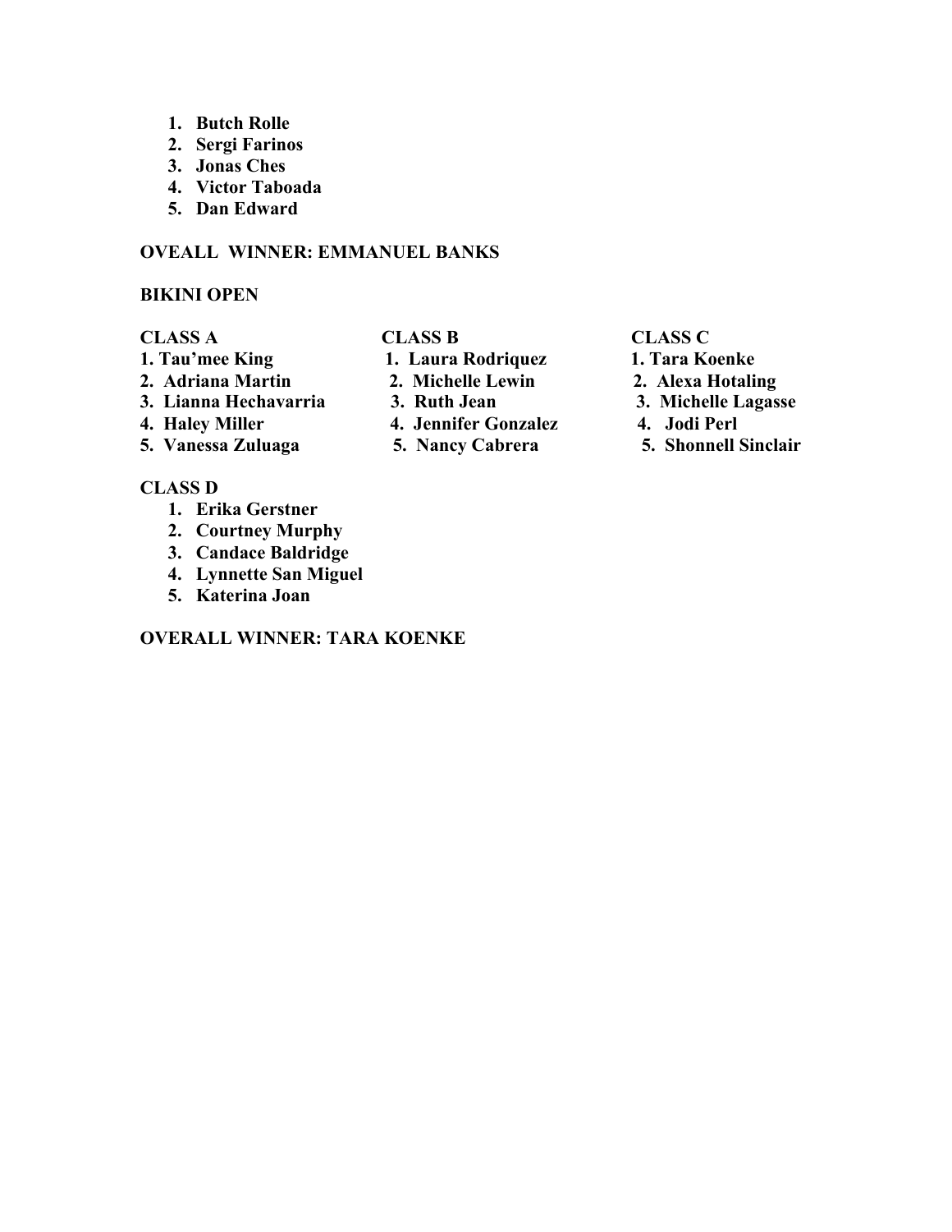1. **Butch Rolle**
2. **Sergi Farinos**
3. **Jonas Ches**
4. **Victor Taboada**
5. **Dan Edward**

**OVEALL WINNER: EMMANUEL BANKS**

**BIKINI OPEN**

**CLASS A**

1. **Tau'mee King**
2. **Adriana Martin**
3. **Lianna Hechavarria**
4. **Haley Miller**
5. **Vanessa Zuluaga**

**CLASS B**

1. **Laura Rodriquez**
2. **Michelle Lewin**
3. **Ruth Jean**
4. **Jennifer Gonzalez**
5. **Nancy Cabrera**

**CLASS C**

1. **Tara Koenke**
2. **Alexa Hotaling**
3. **Michelle Lagasse**
4. **Jodi Perl**
5. **Shonnell Sinclair**

**CLASS D**

1. **Erika Gerstner**
2. **Courtney Murphy**
3. **Candace Baldridge**
4. **Lynnette San Miguel**
5. **Katerina Joan**

**OVERALL WINNER: TARA KOENKE**